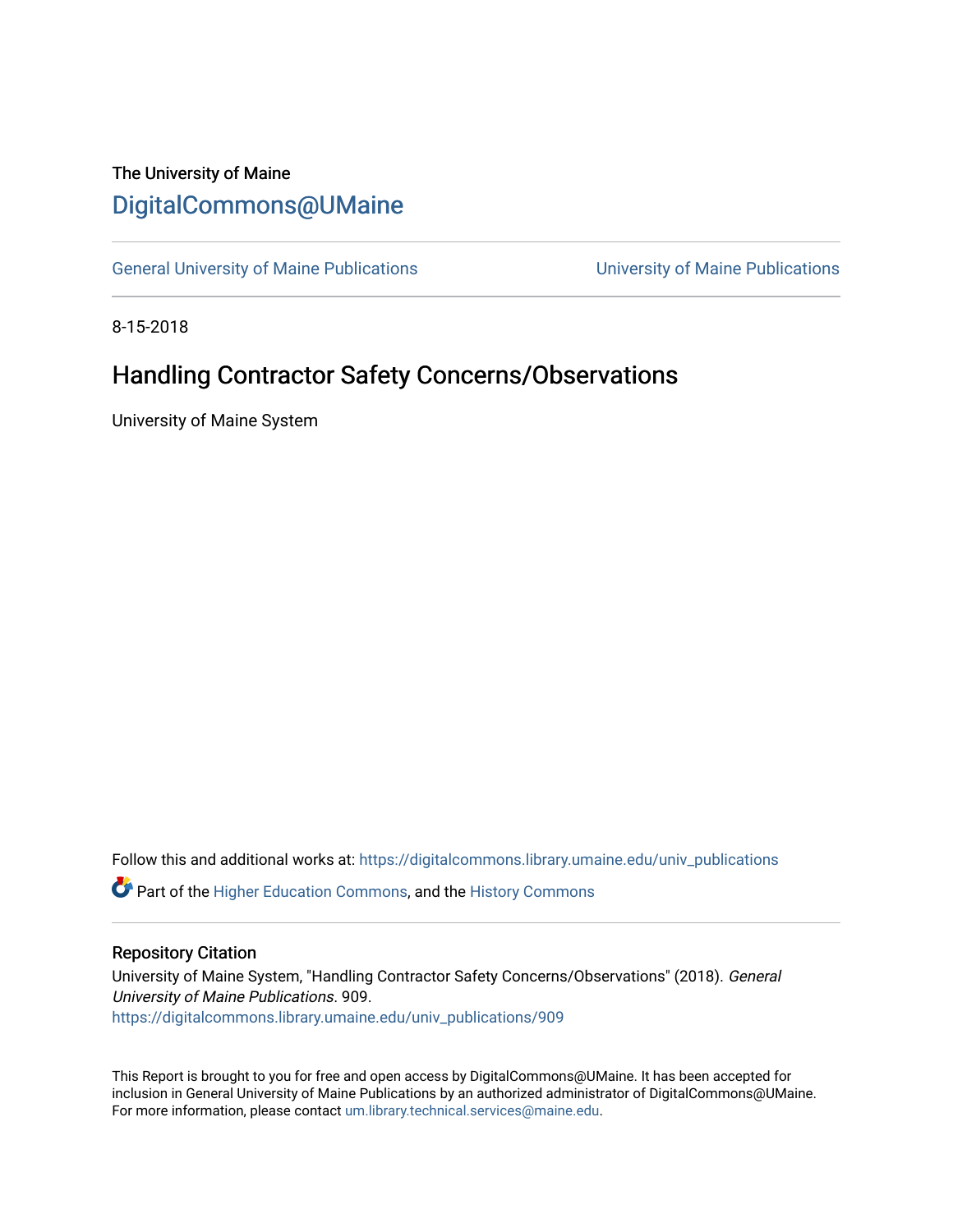The University of Maine

# DigitalCommons@UMaine

General University of Maine Publications | University of Maine Publications

8-15-2018

## Handling Contractor Safety Concerns/Observations

University of Maine System

Follow this and additional works at: https://digitalcommons.library.umaine.edu/univ_publications

Part of the Higher Education Commons, and the History Commons

### Repository Citation

University of Maine System, "Handling Contractor Safety Concerns/Observations" (2018). *General University of Maine Publications*. 909.
https://digitalcommons.library.umaine.edu/univ_publications/909

This Report is brought to you for free and open access by DigitalCommons@UMaine. It has been accepted for inclusion in General University of Maine Publications by an authorized administrator of DigitalCommons@UMaine. For more information, please contact um.library.technical.services@maine.edu.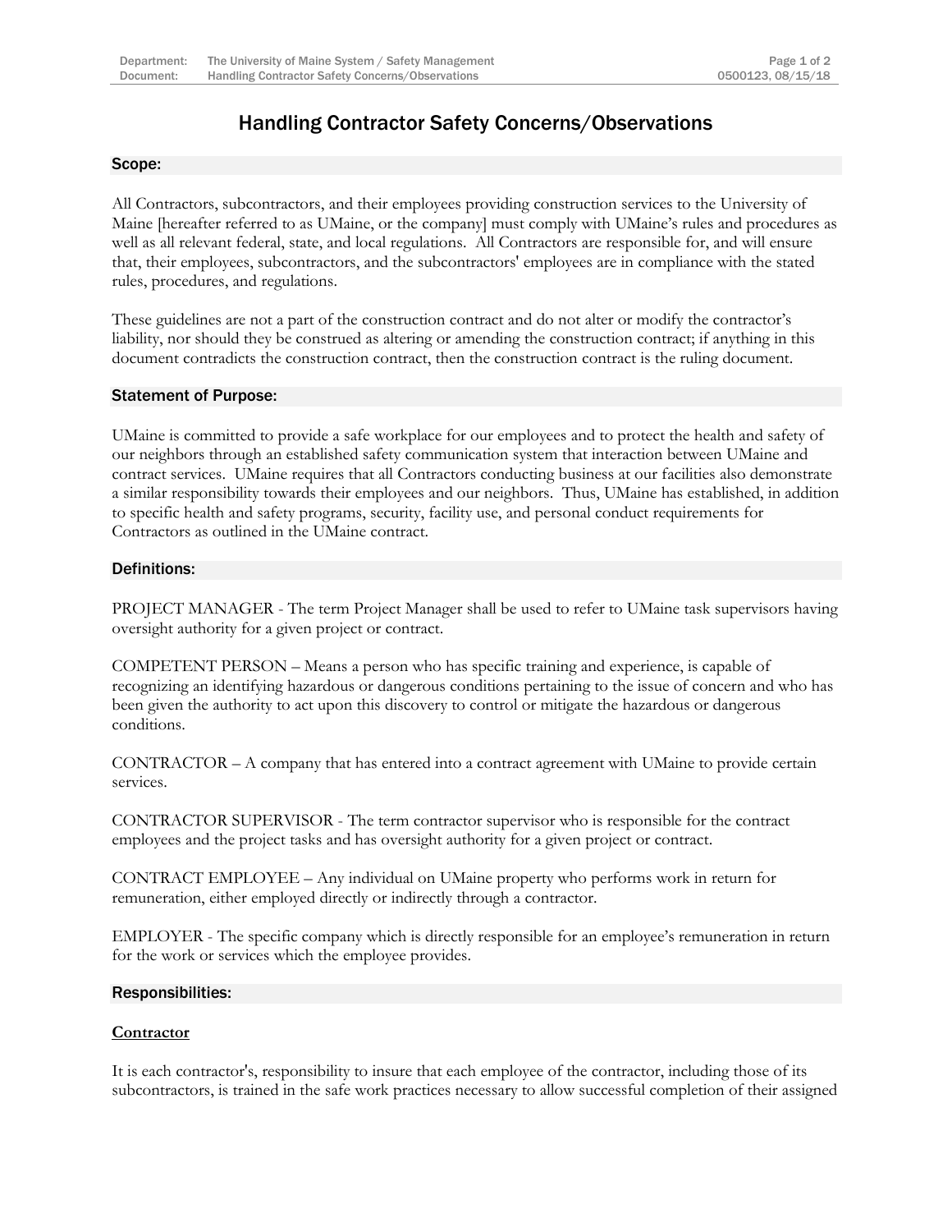# Handling Contractor Safety Concerns/Observations

## Scope:

All Contractors, subcontractors, and their employees providing construction services to the University of Maine [hereafter referred to as UMaine, or the company] must comply with UMaine's rules and procedures as well as all relevant federal, state, and local regulations. All Contractors are responsible for, and will ensure that, their employees, subcontractors, and the subcontractors' employees are in compliance with the stated rules, procedures, and regulations.

These guidelines are not a part of the construction contract and do not alter or modify the contractor's liability, nor should they be construed as altering or amending the construction contract; if anything in this document contradicts the construction contract, then the construction contract is the ruling document.

## Statement of Purpose:

UMaine is committed to provide a safe workplace for our employees and to protect the health and safety of our neighbors through an established safety communication system that interaction between UMaine and contract services. UMaine requires that all Contractors conducting business at our facilities also demonstrate a similar responsibility towards their employees and our neighbors. Thus, UMaine has established, in addition to specific health and safety programs, security, facility use, and personal conduct requirements for Contractors as outlined in the UMaine contract.

## Definitions:

PROJECT MANAGER - The term Project Manager shall be used to refer to UMaine task supervisors having oversight authority for a given project or contract.

COMPETENT PERSON – Means a person who has specific training and experience, is capable of recognizing an identifying hazardous or dangerous conditions pertaining to the issue of concern and who has been given the authority to act upon this discovery to control or mitigate the hazardous or dangerous conditions.

CONTRACTOR – A company that has entered into a contract agreement with UMaine to provide certain services.

CONTRACTOR SUPERVISOR - The term contractor supervisor who is responsible for the contract employees and the project tasks and has oversight authority for a given project or contract.

CONTRACT EMPLOYEE – Any individual on UMaine property who performs work in return for remuneration, either employed directly or indirectly through a contractor.

EMPLOYER - The specific company which is directly responsible for an employee's remuneration in return for the work or services which the employee provides.

## Responsibilities:

### Contractor

It is each contractor's, responsibility to insure that each employee of the contractor, including those of its subcontractors, is trained in the safe work practices necessary to allow successful completion of their assigned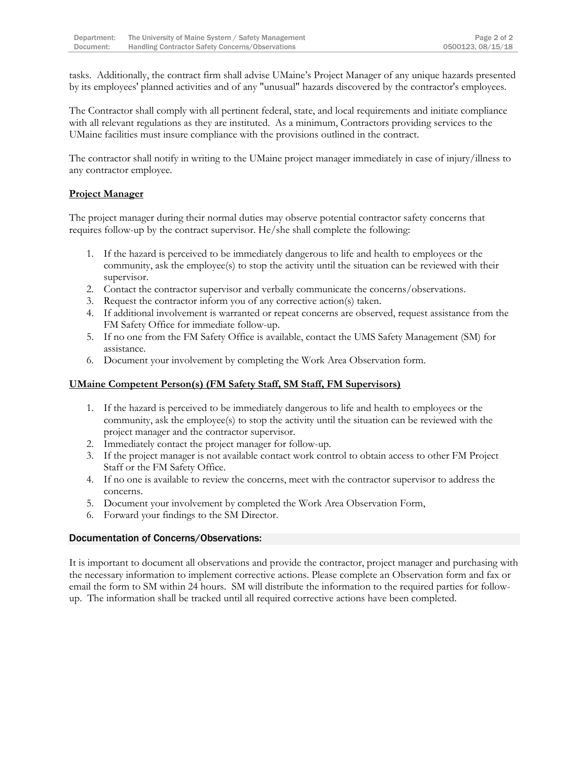tasks. Additionally, the contract firm shall advise UMaine's Project Manager of any unique hazards presented by its employees' planned activities and of any "unusual" hazards discovered by the contractor's employees.

The Contractor shall comply with all pertinent federal, state, and local requirements and initiate compliance with all relevant regulations as they are instituted. As a minimum, Contractors providing services to the UMaine facilities must insure compliance with the provisions outlined in the contract.

The contractor shall notify in writing to the UMaine project manager immediately in case of injury/illness to any contractor employee.

**Project Manager**

The project manager during their normal duties may observe potential contractor safety concerns that requires follow-up by the contract supervisor. He/she shall complete the following:

1. If the hazard is perceived to be immediately dangerous to life and health to employees or the community, ask the employee(s) to stop the activity until the situation can be reviewed with their supervisor.
2. Contact the contractor supervisor and verbally communicate the concerns/observations.
3. Request the contractor inform you of any corrective action(s) taken.
4. If additional involvement is warranted or repeat concerns are observed, request assistance from the FM Safety Office for immediate follow-up.
5. If no one from the FM Safety Office is available, contact the UMS Safety Management (SM) for assistance.
6. Document your involvement by completing the Work Area Observation form.

**UMaine Competent Person(s) (FM Safety Staff, SM Staff, FM Supervisors)**

1. If the hazard is perceived to be immediately dangerous to life and health to employees or the community, ask the employee(s) to stop the activity until the situation can be reviewed with the project manager and the contractor supervisor.
2. Immediately contact the project manager for follow-up.
3. If the project manager is not available contact work control to obtain access to other FM Project Staff or the FM Safety Office.
4. If no one is available to review the concerns, meet with the contractor supervisor to address the concerns.
5. Document your involvement by completed the Work Area Observation Form,
6. Forward your findings to the SM Director.

## Documentation of Concerns/Observations:

It is important to document all observations and provide the contractor, project manager and purchasing with the necessary information to implement corrective actions. Please complete an Observation form and fax or email the form to SM within 24 hours. SM will distribute the information to the required parties for follow-up. The information shall be tracked until all required corrective actions have been completed.